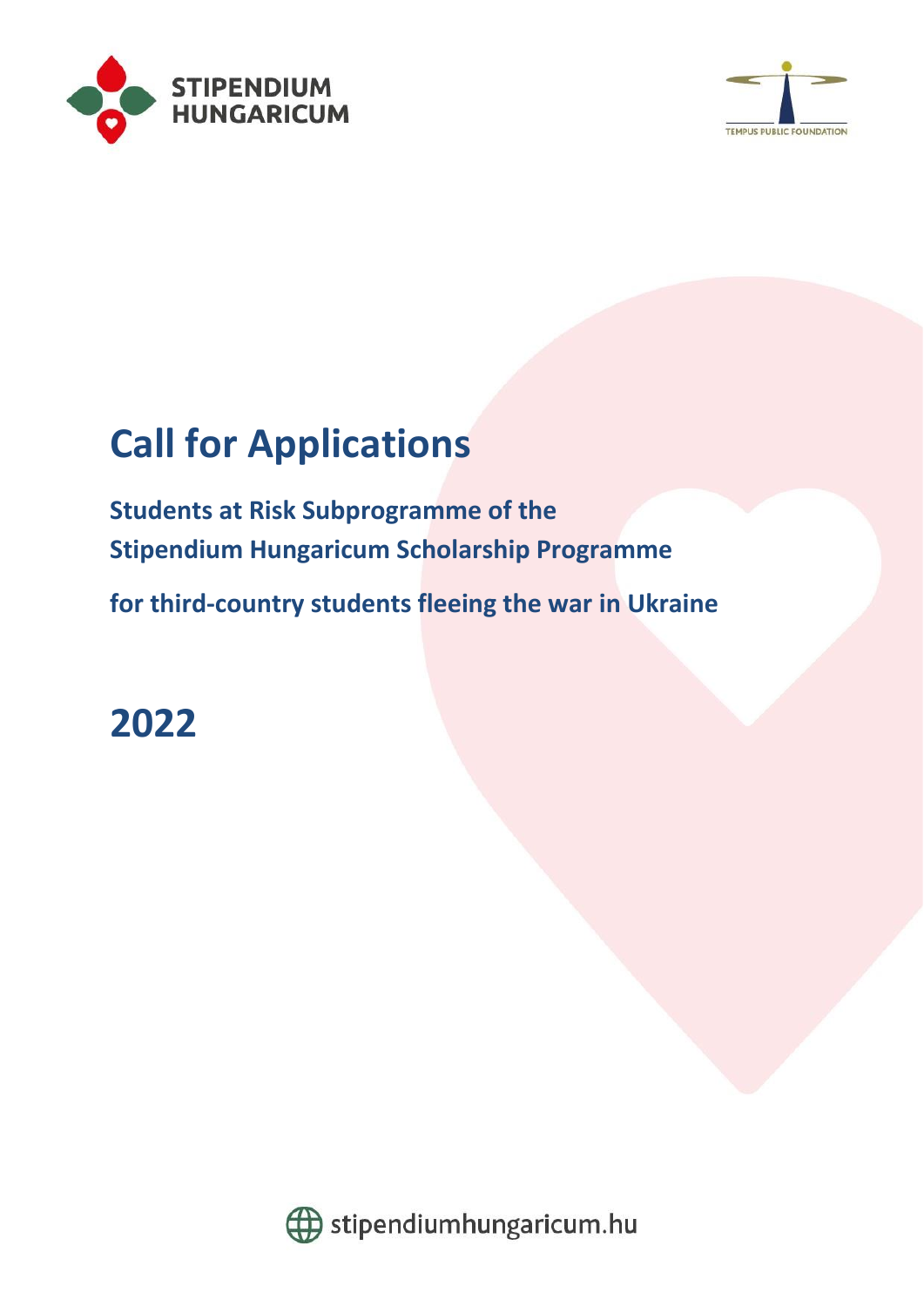STIPENDIUM HUNGARICUM

TEMPUS PUBLIC FOUNDATION

# Call for Applications

## Students at Risk Subprogramme of the Stipendium Hungaricum Scholarship Programme

## for third-country students fleeing the war in Ukraine

# 2022

stipendiumhungaricum.hu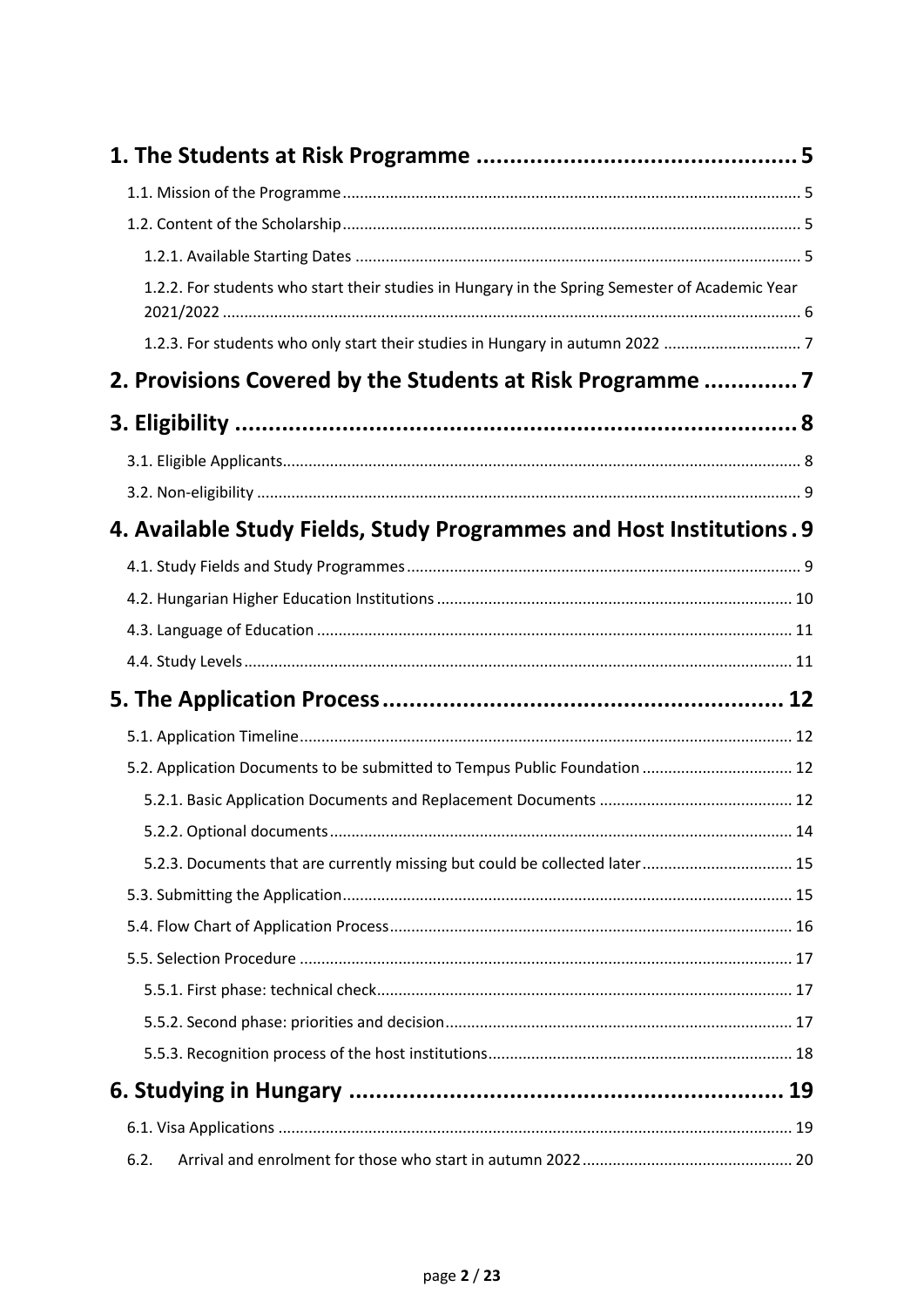1. The Students at Risk Programme ............................................ 5

1.1. Mission of the Programme ............................................ 5

1.2. Content of the Scholarship ............................................ 5

1.2.1. Available Starting Dates ............................................ 5

1.2.2. For students who start their studies in Hungary in the Spring Semester of Academic Year 2021/2022 ............................................ 6

1.2.3. For students who only start their studies in Hungary in autumn 2022 ............................................ 7

2. Provisions Covered by the Students at Risk Programme ............................................ 7

3. Eligibility ............................................ 8

3.1. Eligible Applicants ............................................ 8

3.2. Non-eligibility ............................................ 9

4. Available Study Fields, Study Programmes and Host Institutions . 9

4.1. Study Fields and Study Programmes ............................................ 9

4.2. Hungarian Higher Education Institutions ............................................ 10

4.3. Language of Education ............................................ 11

4.4. Study Levels ............................................ 11

5. The Application Process ............................................ 12

5.1. Application Timeline ............................................ 12

5.2. Application Documents to be submitted to Tempus Public Foundation ............................................ 12

5.2.1. Basic Application Documents and Replacement Documents ............................................ 12

5.2.2. Optional documents ............................................ 14

5.2.3. Documents that are currently missing but could be collected later ............................................ 15

5.3. Submitting the Application ............................................ 15

5.4. Flow Chart of Application Process ............................................ 16

5.5. Selection Procedure ............................................ 17

5.5.1. First phase: technical check ............................................ 17

5.5.2. Second phase: priorities and decision ............................................ 17

5.5.3. Recognition process of the host institutions ............................................ 18

6. Studying in Hungary ............................................ 19

6.1. Visa Applications ............................................ 19

6.2. Arrival and enrolment for those who start in autumn 2022 ............................................ 20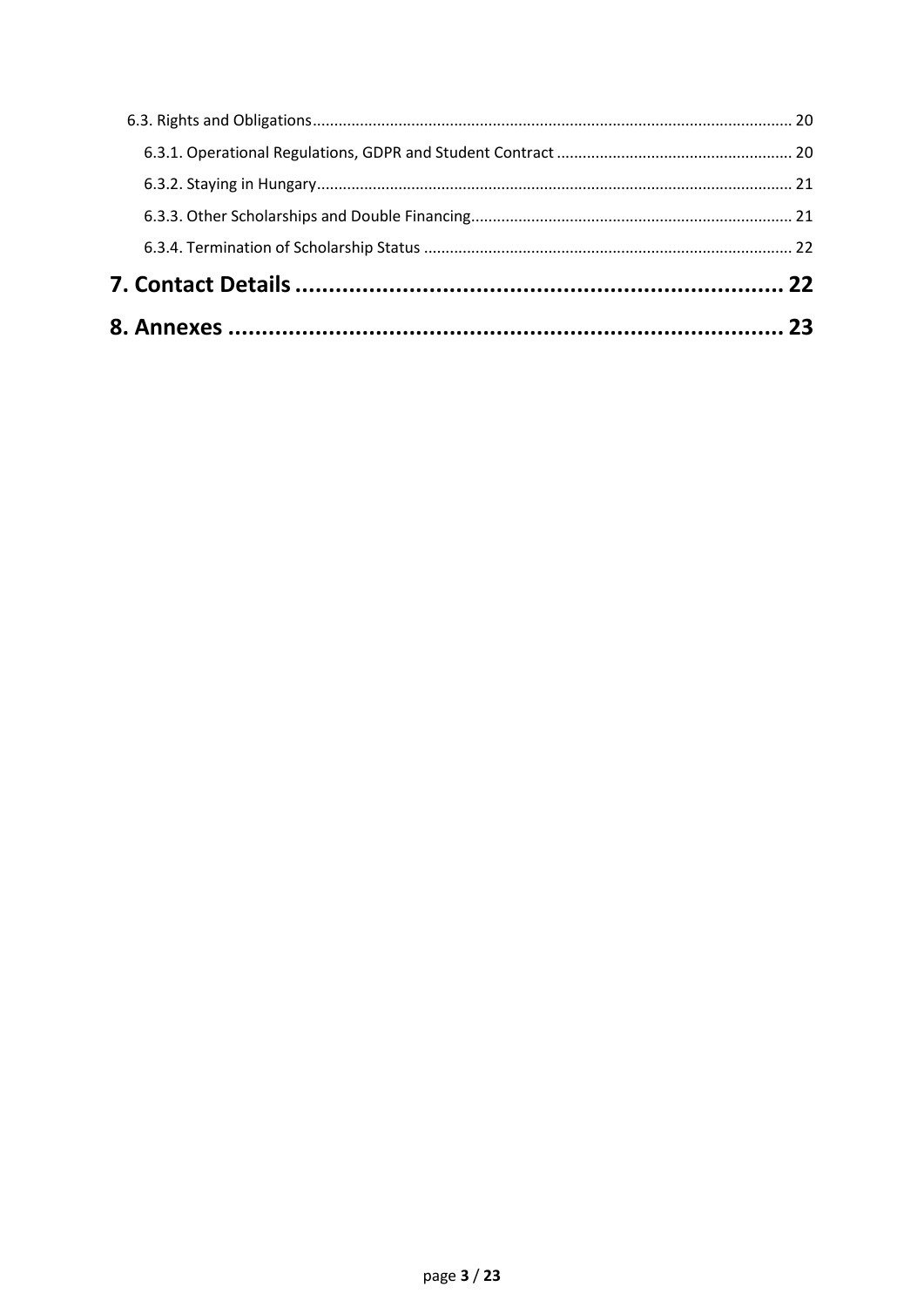6.3. Rights and Obligations ........ 20

6.3.1. Operational Regulations, GDPR and Student Contract ........ 20

6.3.2. Staying in Hungary ........ 21

6.3.3. Other Scholarships and Double Financing ........ 21

6.3.4. Termination of Scholarship Status ........ 22

**7. Contact Details ........ 22**

**8. Annexes ........ 23**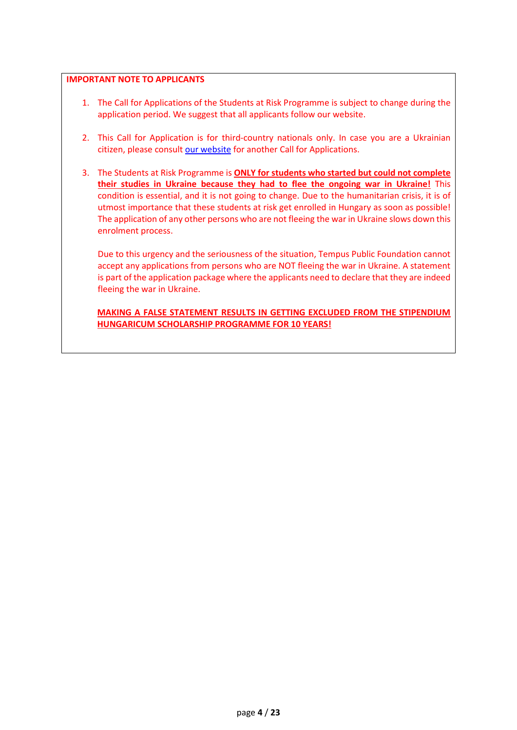**IMPORTANT NOTE TO APPLICANTS**

1. The Call for Applications of the Students at Risk Programme is subject to change during the application period. We suggest that all applicants follow our website.

2. This Call for Application is for third-country nationals only. In case you are a Ukrainian citizen, please consult our website for another Call for Applications.

3. The Students at Risk Programme is **ONLY for students who started but could not complete their studies in Ukraine because they had to flee the ongoing war in Ukraine!** This condition is essential, and it is not going to change. Due to the humanitarian crisis, it is of utmost importance that these students at risk get enrolled in Hungary as soon as possible! The application of any other persons who are not fleeing the war in Ukraine slows down this enrolment process.

   Due to this urgency and the seriousness of the situation, Tempus Public Foundation cannot accept any applications from persons who are NOT fleeing the war in Ukraine. A statement is part of the application package where the applicants need to declare that they are indeed fleeing the war in Ukraine.

   **MAKING A FALSE STATEMENT RESULTS IN GETTING EXCLUDED FROM THE STIPENDIUM HUNGARICUM SCHOLARSHIP PROGRAMME FOR 10 YEARS!**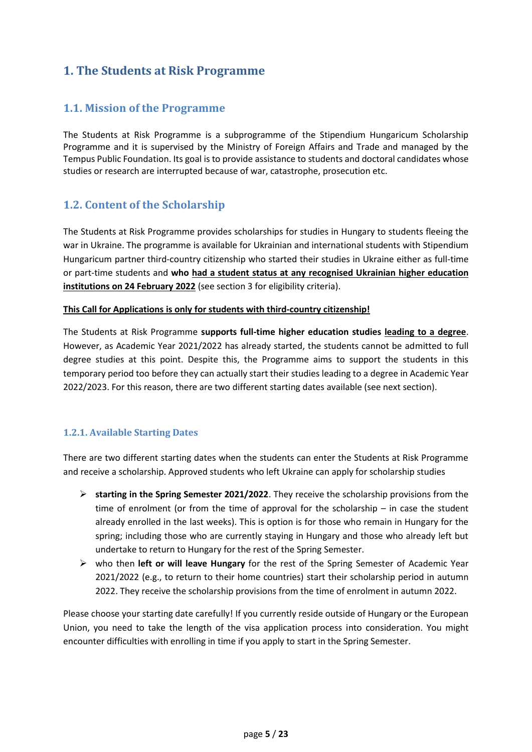# 1. The Students at Risk Programme

## 1.1. Mission of the Programme

The Students at Risk Programme is a subprogramme of the Stipendium Hungaricum Scholarship Programme and it is supervised by the Ministry of Foreign Affairs and Trade and managed by the Tempus Public Foundation. Its goal is to provide assistance to students and doctoral candidates whose studies or research are interrupted because of war, catastrophe, prosecution etc.

## 1.2. Content of the Scholarship

The Students at Risk Programme provides scholarships for studies in Hungary to students fleeing the war in Ukraine. The programme is available for Ukrainian and international students with Stipendium Hungaricum partner third-country citizenship who started their studies in Ukraine either as full-time or part-time students and **who <u>had a student status at any recognised Ukrainian higher education institutions on 24 February 2022</u>** (see section 3 for eligibility criteria).

**<u>This Call for Applications is only for students with third-country citizenship!</u>**

The Students at Risk Programme **supports full-time higher education studies <u>leading to a degree</u>**. However, as Academic Year 2021/2022 has already started, the students cannot be admitted to full degree studies at this point. Despite this, the Programme aims to support the students in this temporary period too before they can actually start their studies leading to a degree in Academic Year 2022/2023. For this reason, there are two different starting dates available (see next section).

### 1.2.1. Available Starting Dates

There are two different starting dates when the students can enter the Students at Risk Programme and receive a scholarship. Approved students who left Ukraine can apply for scholarship studies

- **starting in the Spring Semester 2021/2022**. They receive the scholarship provisions from the time of enrolment (or from the time of approval for the scholarship – in case the student already enrolled in the last weeks). This is option is for those who remain in Hungary for the spring; including those who are currently staying in Hungary and those who already left but undertake to return to Hungary for the rest of the Spring Semester.
- who then **left or will leave Hungary** for the rest of the Spring Semester of Academic Year 2021/2022 (e.g., to return to their home countries) start their scholarship period in autumn 2022. They receive the scholarship provisions from the time of enrolment in autumn 2022.

Please choose your starting date carefully! If you currently reside outside of Hungary or the European Union, you need to take the length of the visa application process into consideration. You might encounter difficulties with enrolling in time if you apply to start in the Spring Semester.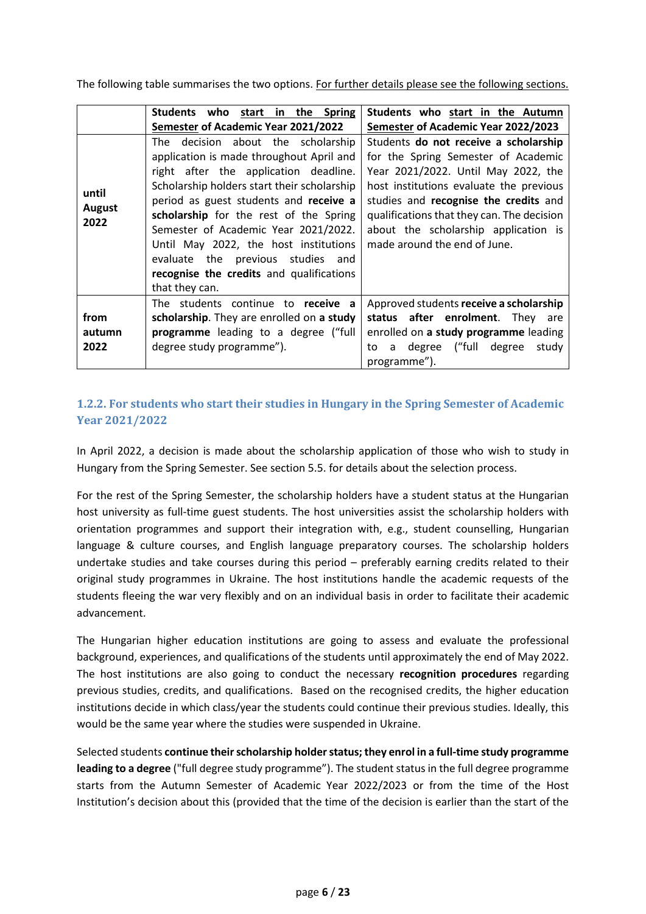The following table summarises the two options. For further details please see the following sections.

| | **Students who start in the Spring Semester of Academic Year 2021/2022** | **Students who start in the Autumn Semester of Academic Year 2022/2023** |
|---|---|---|
| **until August 2022** | The decision about the scholarship application is made throughout April and right after the application deadline. Scholarship holders start their scholarship period as guest students and **receive a scholarship** for the rest of the Spring Semester of Academic Year 2021/2022. Until May 2022, the host institutions evaluate the previous studies and **recognise the credits** and qualifications that they can. | Students **do not receive a scholarship** for the Spring Semester of Academic Year 2021/2022. Until May 2022, the host institutions evaluate the previous studies and **recognise the credits** and qualifications that they can. The decision about the scholarship application is made around the end of June. |
| **from autumn 2022** | The students continue to **receive a scholarship**. They are enrolled on **a study programme** leading to a degree ("full degree study programme"). | Approved students **receive a scholarship status after enrolment**. They are enrolled on **a study programme** leading to a degree ("full degree study programme"). |

### 1.2.2. For students who start their studies in Hungary in the Spring Semester of Academic Year 2021/2022

In April 2022, a decision is made about the scholarship application of those who wish to study in Hungary from the Spring Semester. See section 5.5. for details about the selection process.

For the rest of the Spring Semester, the scholarship holders have a student status at the Hungarian host university as full-time guest students. The host universities assist the scholarship holders with orientation programmes and support their integration with, e.g., student counselling, Hungarian language & culture courses, and English language preparatory courses. The scholarship holders undertake studies and take courses during this period – preferably earning credits related to their original study programmes in Ukraine. The host institutions handle the academic requests of the students fleeing the war very flexibly and on an individual basis in order to facilitate their academic advancement.

The Hungarian higher education institutions are going to assess and evaluate the professional background, experiences, and qualifications of the students until approximately the end of May 2022. The host institutions are also going to conduct the necessary **recognition procedures** regarding previous studies, credits, and qualifications. Based on the recognised credits, the higher education institutions decide in which class/year the students could continue their previous studies. Ideally, this would be the same year where the studies were suspended in Ukraine.

Selected students **continue their scholarship holder status; they enrol in a full-time study programme leading to a degree** ("full degree study programme"). The student status in the full degree programme starts from the Autumn Semester of Academic Year 2022/2023 or from the time of the Host Institution's decision about this (provided that the time of the decision is earlier than the start of the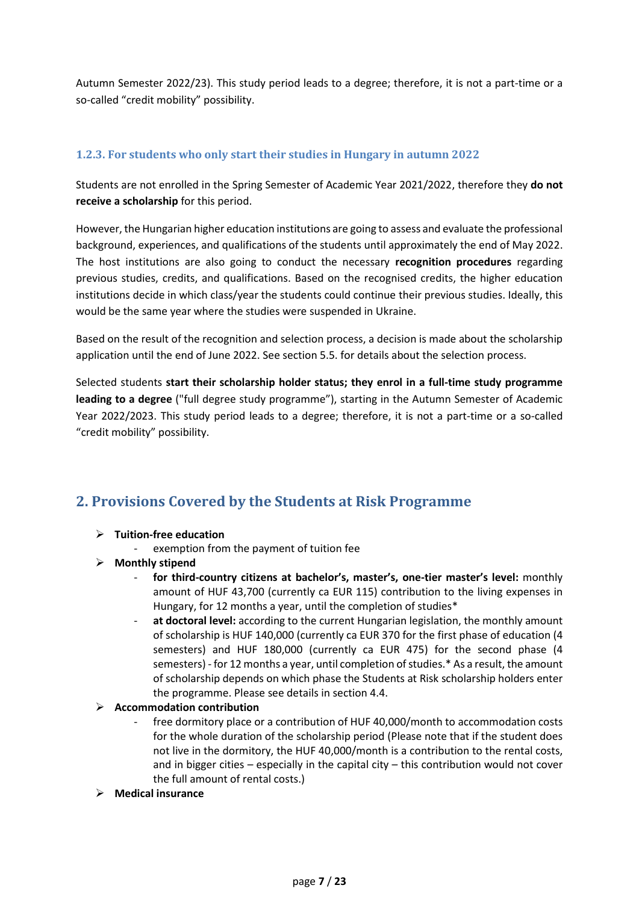Autumn Semester 2022/23). This study period leads to a degree; therefore, it is not a part-time or a so-called "credit mobility" possibility.

### 1.2.3. For students who only start their studies in Hungary in autumn 2022

Students are not enrolled in the Spring Semester of Academic Year 2021/2022, therefore they **do not receive a scholarship** for this period.

However, the Hungarian higher education institutions are going to assess and evaluate the professional background, experiences, and qualifications of the students until approximately the end of May 2022. The host institutions are also going to conduct the necessary **recognition procedures** regarding previous studies, credits, and qualifications. Based on the recognised credits, the higher education institutions decide in which class/year the students could continue their previous studies. Ideally, this would be the same year where the studies were suspended in Ukraine.

Based on the result of the recognition and selection process, a decision is made about the scholarship application until the end of June 2022. See section 5.5. for details about the selection process.

Selected students **start their scholarship holder status; they enrol in a full-time study programme leading to a degree** ("full degree study programme"), starting in the Autumn Semester of Academic Year 2022/2023. This study period leads to a degree; therefore, it is not a part-time or a so-called "credit mobility" possibility.

## 2. Provisions Covered by the Students at Risk Programme

- **Tuition-free education**
  - exemption from the payment of tuition fee
- **Monthly stipend**
  - **for third-country citizens at bachelor's, master's, one-tier master's level:** monthly amount of HUF 43,700 (currently ca EUR 115) contribution to the living expenses in Hungary, for 12 months a year, until the completion of studies*
  - **at doctoral level:** according to the current Hungarian legislation, the monthly amount of scholarship is HUF 140,000 (currently ca EUR 370 for the first phase of education (4 semesters) and HUF 180,000 (currently ca EUR 475) for the second phase (4 semesters) - for 12 months a year, until completion of studies.* As a result, the amount of scholarship depends on which phase the Students at Risk scholarship holders enter the programme. Please see details in section 4.4.
- **Accommodation contribution**
  - free dormitory place or a contribution of HUF 40,000/month to accommodation costs for the whole duration of the scholarship period (Please note that if the student does not live in the dormitory, the HUF 40,000/month is a contribution to the rental costs, and in bigger cities – especially in the capital city – this contribution would not cover the full amount of rental costs.)
- **Medical insurance**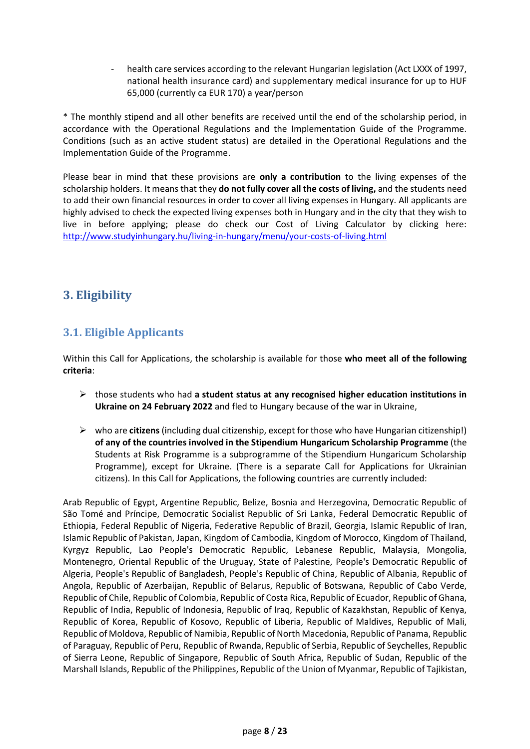- health care services according to the relevant Hungarian legislation (Act LXXX of 1997, national health insurance card) and supplementary medical insurance for up to HUF 65,000 (currently ca EUR 170) a year/person

* The monthly stipend and all other benefits are received until the end of the scholarship period, in accordance with the Operational Regulations and the Implementation Guide of the Programme. Conditions (such as an active student status) are detailed in the Operational Regulations and the Implementation Guide of the Programme.

Please bear in mind that these provisions are **only a contribution** to the living expenses of the scholarship holders. It means that they **do not fully cover all the costs of living,** and the students need to add their own financial resources in order to cover all living expenses in Hungary. All applicants are highly advised to check the expected living expenses both in Hungary and in the city that they wish to live in before applying; please do check our Cost of Living Calculator by clicking here: [http://www.studyinhungary.hu/living-in-hungary/menu/your-costs-of-living.html](http://www.studyinhungary.hu/living-in-hungary/menu/your-costs-of-living.html)

## 3. Eligibility

### 3.1. Eligible Applicants

Within this Call for Applications, the scholarship is available for those **who meet all of the following criteria**:

- those students who had **a student status at any recognised higher education institutions in Ukraine on 24 February 2022** and fled to Hungary because of the war in Ukraine,
- who are **citizens** (including dual citizenship, except for those who have Hungarian citizenship!) **of any of the countries involved in the Stipendium Hungaricum Scholarship Programme** (the Students at Risk Programme is a subprogramme of the Stipendium Hungaricum Scholarship Programme), except for Ukraine. (There is a separate Call for Applications for Ukrainian citizens). In this Call for Applications, the following countries are currently included:

Arab Republic of Egypt, Argentine Republic, Belize, Bosnia and Herzegovina, Democratic Republic of São Tomé and Príncipe, Democratic Socialist Republic of Sri Lanka, Federal Democratic Republic of Ethiopia, Federal Republic of Nigeria, Federative Republic of Brazil, Georgia, Islamic Republic of Iran, Islamic Republic of Pakistan, Japan, Kingdom of Cambodia, Kingdom of Morocco, Kingdom of Thailand, Kyrgyz Republic, Lao People's Democratic Republic, Lebanese Republic, Malaysia, Mongolia, Montenegro, Oriental Republic of the Uruguay, State of Palestine, People's Democratic Republic of Algeria, People's Republic of Bangladesh, People's Republic of China, Republic of Albania, Republic of Angola, Republic of Azerbaijan, Republic of Belarus, Republic of Botswana, Republic of Cabo Verde, Republic of Chile, Republic of Colombia, Republic of Costa Rica, Republic of Ecuador, Republic of Ghana, Republic of India, Republic of Indonesia, Republic of Iraq, Republic of Kazakhstan, Republic of Kenya, Republic of Korea, Republic of Kosovo, Republic of Liberia, Republic of Maldives, Republic of Mali, Republic of Moldova, Republic of Namibia, Republic of North Macedonia, Republic of Panama, Republic of Paraguay, Republic of Peru, Republic of Rwanda, Republic of Serbia, Republic of Seychelles, Republic of Sierra Leone, Republic of Singapore, Republic of South Africa, Republic of Sudan, Republic of the Marshall Islands, Republic of the Philippines, Republic of the Union of Myanmar, Republic of Tajikistan,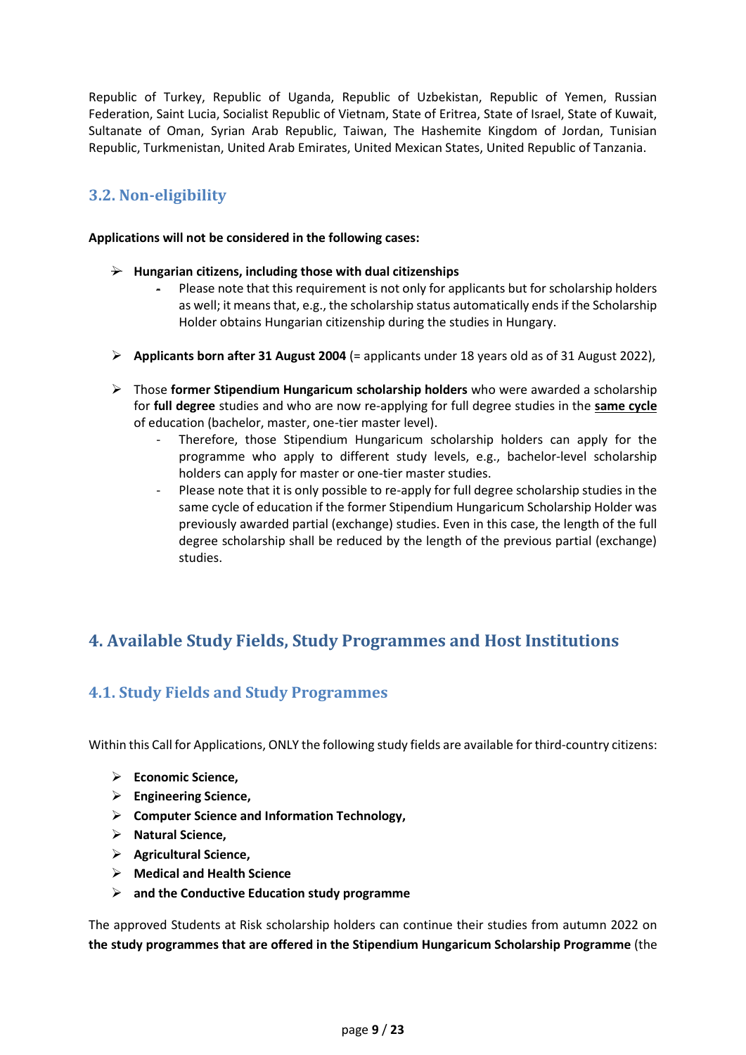Republic of Turkey, Republic of Uganda, Republic of Uzbekistan, Republic of Yemen, Russian Federation, Saint Lucia, Socialist Republic of Vietnam, State of Eritrea, State of Israel, State of Kuwait, Sultanate of Oman, Syrian Arab Republic, Taiwan, The Hashemite Kingdom of Jordan, Tunisian Republic, Turkmenistan, United Arab Emirates, United Mexican States, United Republic of Tanzania.

### 3.2. Non-eligibility

**Applications will not be considered in the following cases:**

- **Hungarian citizens, including those with dual citizenships**
  - Please note that this requirement is not only for applicants but for scholarship holders as well; it means that, e.g., the scholarship status automatically ends if the Scholarship Holder obtains Hungarian citizenship during the studies in Hungary.

- **Applicants born after 31 August 2004** (= applicants under 18 years old as of 31 August 2022),

- Those **former Stipendium Hungaricum scholarship holders** who were awarded a scholarship for **full degree** studies and who are now re-applying for full degree studies in the **<u>same cycle</u>** of education (bachelor, master, one-tier master level).
  - Therefore, those Stipendium Hungaricum scholarship holders can apply for the programme who apply to different study levels, e.g., bachelor-level scholarship holders can apply for master or one-tier master studies.
  - Please note that it is only possible to re-apply for full degree scholarship studies in the same cycle of education if the former Stipendium Hungaricum Scholarship Holder was previously awarded partial (exchange) studies. Even in this case, the length of the full degree scholarship shall be reduced by the length of the previous partial (exchange) studies.

## 4. Available Study Fields, Study Programmes and Host Institutions

### 4.1. Study Fields and Study Programmes

Within this Call for Applications, ONLY the following study fields are available for third-country citizens:

- **Economic Science,**
- **Engineering Science,**
- **Computer Science and Information Technology,**
- **Natural Science,**
- **Agricultural Science,**
- **Medical and Health Science**
- **and the Conductive Education study programme**

The approved Students at Risk scholarship holders can continue their studies from autumn 2022 on **the study programmes that are offered in the Stipendium Hungaricum Scholarship Programme** (the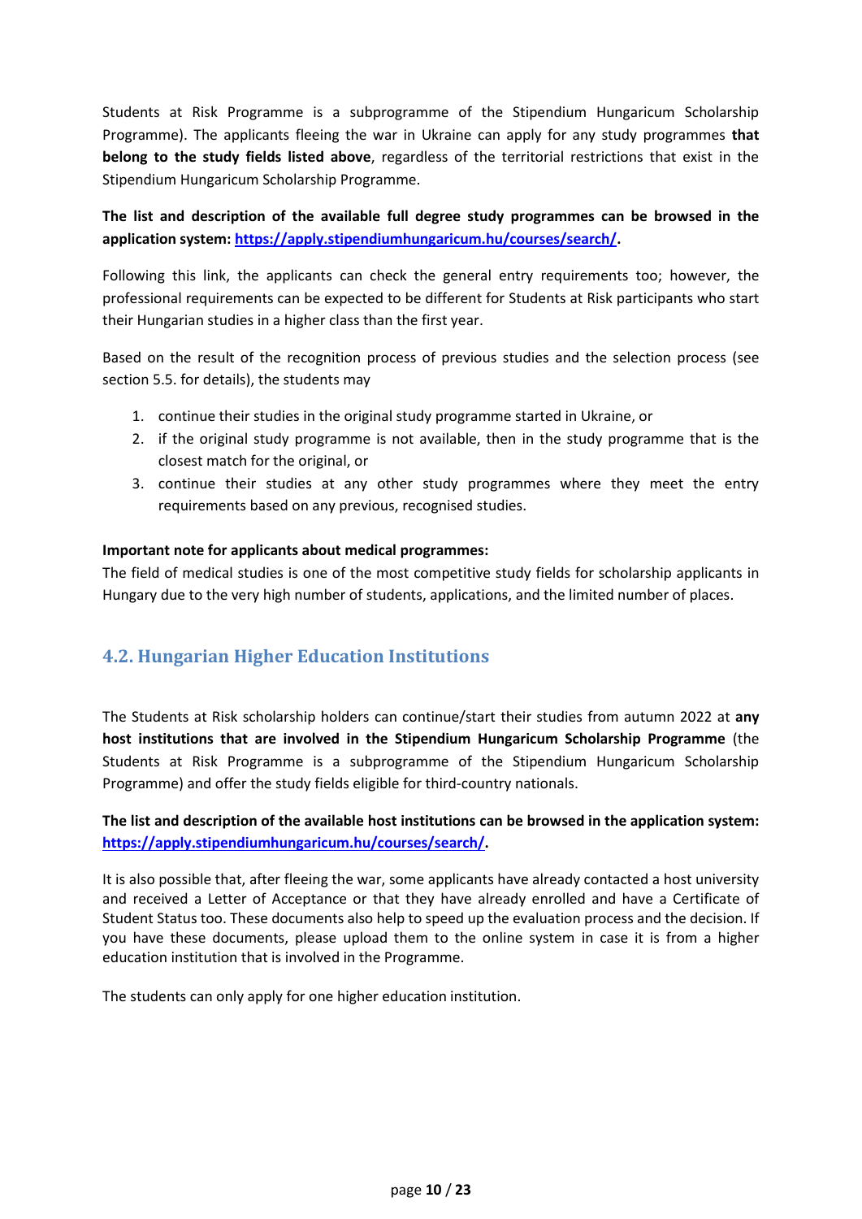Students at Risk Programme is a subprogramme of the Stipendium Hungaricum Scholarship Programme). The applicants fleeing the war in Ukraine can apply for any study programmes **that belong to the study fields listed above**, regardless of the territorial restrictions that exist in the Stipendium Hungaricum Scholarship Programme.

**The list and description of the available full degree study programmes can be browsed in the application system: [https://apply.stipendiumhungaricum.hu/courses/search/](https://apply.stipendiumhungaricum.hu/courses/search/).**

Following this link, the applicants can check the general entry requirements too; however, the professional requirements can be expected to be different for Students at Risk participants who start their Hungarian studies in a higher class than the first year.

Based on the result of the recognition process of previous studies and the selection process (see section 5.5. for details), the students may

1. continue their studies in the original study programme started in Ukraine, or
2. if the original study programme is not available, then in the study programme that is the closest match for the original, or
3. continue their studies at any other study programmes where they meet the entry requirements based on any previous, recognised studies.

**Important note for applicants about medical programmes:**
The field of medical studies is one of the most competitive study fields for scholarship applicants in Hungary due to the very high number of students, applications, and the limited number of places.

## 4.2. Hungarian Higher Education Institutions

The Students at Risk scholarship holders can continue/start their studies from autumn 2022 at **any host institutions that are involved in the Stipendium Hungaricum Scholarship Programme** (the Students at Risk Programme is a subprogramme of the Stipendium Hungaricum Scholarship Programme) and offer the study fields eligible for third-country nationals.

**The list and description of the available host institutions can be browsed in the application system: [https://apply.stipendiumhungaricum.hu/courses/search/](https://apply.stipendiumhungaricum.hu/courses/search/).**

It is also possible that, after fleeing the war, some applicants have already contacted a host university and received a Letter of Acceptance or that they have already enrolled and have a Certificate of Student Status too. These documents also help to speed up the evaluation process and the decision. If you have these documents, please upload them to the online system in case it is from a higher education institution that is involved in the Programme.

The students can only apply for one higher education institution.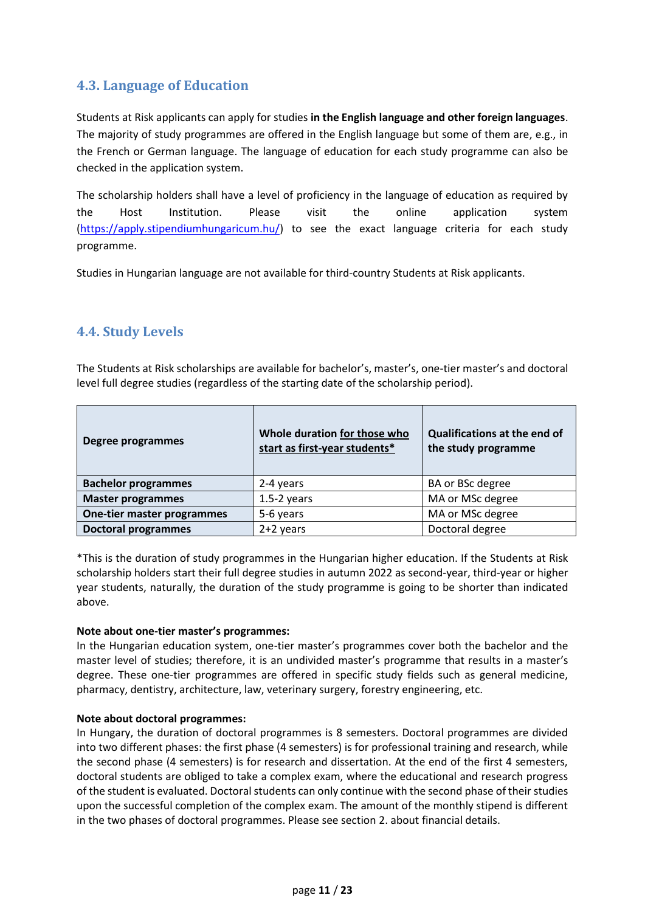## 4.3. Language of Education

Students at Risk applicants can apply for studies **in the English language and other foreign languages**. The majority of study programmes are offered in the English language but some of them are, e.g., in the French or German language. The language of education for each study programme can also be checked in the application system.

The scholarship holders shall have a level of proficiency in the language of education as required by the Host Institution. Please visit the online application system (https://apply.stipendiumhungaricum.hu/) to see the exact language criteria for each study programme.

Studies in Hungarian language are not available for third-country Students at Risk applicants.

## 4.4. Study Levels

The Students at Risk scholarships are available for bachelor's, master's, one-tier master's and doctoral level full degree studies (regardless of the starting date of the scholarship period).

| Degree programmes | Whole duration for those who start as first-year students* | Qualifications at the end of the study programme |
|---|---|---|
| **Bachelor programmes** | 2-4 years | BA or BSc degree |
| **Master programmes** | 1.5-2 years | MA or MSc degree |
| **One-tier master programmes** | 5-6 years | MA or MSc degree |
| **Doctoral programmes** | 2+2 years | Doctoral degree |

*This is the duration of study programmes in the Hungarian higher education. If the Students at Risk scholarship holders start their full degree studies in autumn 2022 as second-year, third-year or higher year students, naturally, the duration of the study programme is going to be shorter than indicated above.

**Note about one-tier master's programmes:**
In the Hungarian education system, one-tier master's programmes cover both the bachelor and the master level of studies; therefore, it is an undivided master's programme that results in a master's degree. These one-tier programmes are offered in specific study fields such as general medicine, pharmacy, dentistry, architecture, law, veterinary surgery, forestry engineering, etc.

**Note about doctoral programmes:**
In Hungary, the duration of doctoral programmes is 8 semesters. Doctoral programmes are divided into two different phases: the first phase (4 semesters) is for professional training and research, while the second phase (4 semesters) is for research and dissertation. At the end of the first 4 semesters, doctoral students are obliged to take a complex exam, where the educational and research progress of the student is evaluated. Doctoral students can only continue with the second phase of their studies upon the successful completion of the complex exam. The amount of the monthly stipend is different in the two phases of doctoral programmes. Please see section 2. about financial details.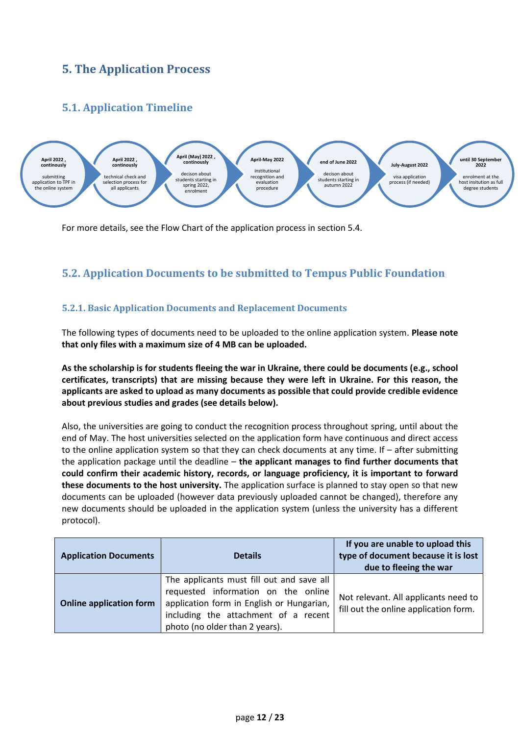## 5. The Application Process

### 5.1. Application Timeline

**April 2022 , continously**
submitting application to TPF in the online system

**April 2022 , continosly**
technical check and selection process for all applicants

**April (May) 2022 , continously**
decison about students starting in spring 2022, enrolment

**April-May 2022**
institutional recognition and evaluation procedure

**end of June 2022**
decison about students starting in autumn 2022

**July-August 2022**
visa application process (if needed)

**until 30 September 2022**
enrolment at the host insitution as full degree students

For more details, see the Flow Chart of the application process in section 5.4.

### 5.2. Application Documents to be submitted to Tempus Public Foundation

#### 5.2.1. Basic Application Documents and Replacement Documents

The following types of documents need to be uploaded to the online application system. **Please note that only files with a maximum size of 4 MB can be uploaded.**

**As the scholarship is for students fleeing the war in Ukraine, there could be documents (e.g., school certificates, transcripts) that are missing because they were left in Ukraine. For this reason, the applicants are asked to upload as many documents as possible that could provide credible evidence about previous studies and grades (see details below).**

Also, the universities are going to conduct the recognition process throughout spring, until about the end of May. The host universities selected on the application form have continuous and direct access to the online application system so that they can check documents at any time. If – after submitting the application package until the deadline – **the applicant manages to find further documents that could confirm their academic history, records, or language proficiency, it is important to forward these documents to the host university.** The application surface is planned to stay open so that new documents can be uploaded (however data previously uploaded cannot be changed), therefore any new documents should be uploaded in the application system (unless the university has a different protocol).

| Application Documents | Details | If you are unable to upload this type of document because it is lost due to fleeing the war |
|---|---|---|
| **Online application form** | The applicants must fill out and save all requested information on the online application form in English or Hungarian, including the attachment of a recent photo (no older than 2 years). | Not relevant. All applicants need to fill out the online application form. |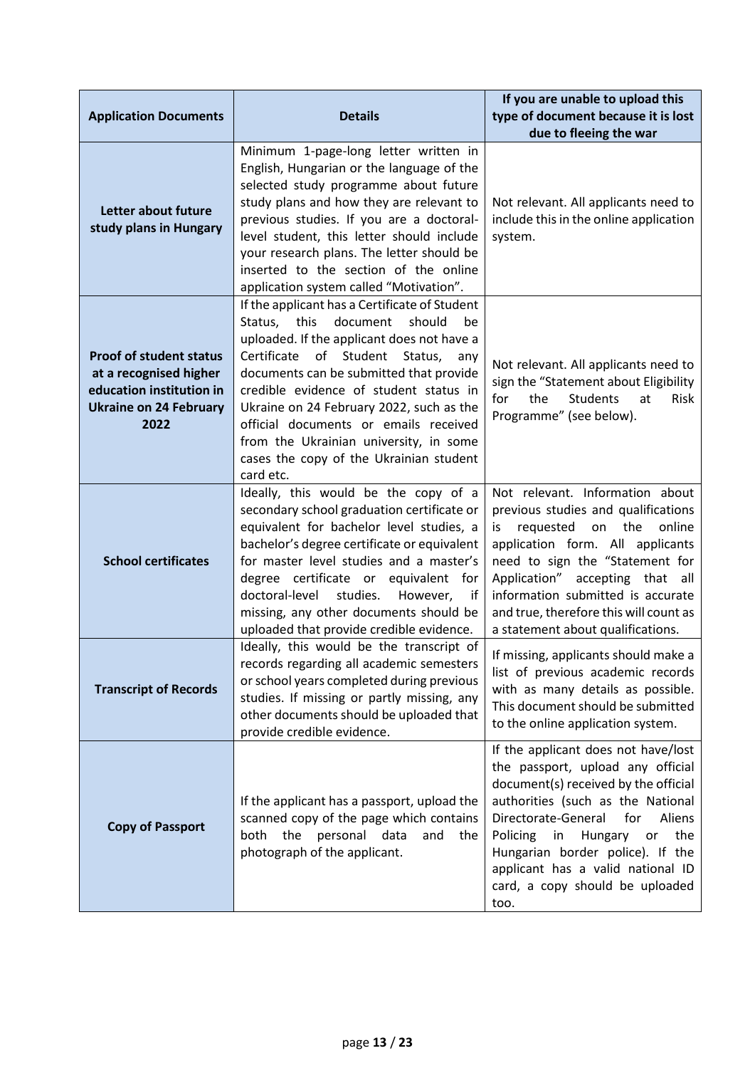| Application Documents | Details | If you are unable to upload this type of document because it is lost due to fleeing the war |
|---|---|---|
| **Letter about future study plans in Hungary** | Minimum 1-page-long letter written in English, Hungarian or the language of the selected study programme about future study plans and how they are relevant to previous studies. If you are a doctoral-level student, this letter should include your research plans. The letter should be inserted to the section of the online application system called "Motivation". | Not relevant. All applicants need to include this in the online application system. |
| **Proof of student status at a recognised higher education institution in Ukraine on 24 February 2022** | If the applicant has a Certificate of Student Status, this document should be uploaded. If the applicant does not have a Certificate of Student Status, any documents can be submitted that provide credible evidence of student status in Ukraine on 24 February 2022, such as the official documents or emails received from the Ukrainian university, in some cases the copy of the Ukrainian student card etc. | Not relevant. All applicants need to sign the "Statement about Eligibility for the Students at Risk Programme" (see below). |
| **School certificates** | Ideally, this would be the copy of a secondary school graduation certificate or equivalent for bachelor level studies, a bachelor's degree certificate or equivalent for master level studies and a master's degree certificate or equivalent for doctoral-level studies. However, if missing, any other documents should be uploaded that provide credible evidence. | Not relevant. Information about previous studies and qualifications is requested on the online application form. All applicants need to sign the "Statement for Application" accepting that all information submitted is accurate and true, therefore this will count as a statement about qualifications. |
| **Transcript of Records** | Ideally, this would be the transcript of records regarding all academic semesters or school years completed during previous studies. If missing or partly missing, any other documents should be uploaded that provide credible evidence. | If missing, applicants should make a list of previous academic records with as many details as possible. This document should be submitted to the online application system. |
| **Copy of Passport** | If the applicant has a passport, upload the scanned copy of the page which contains both the personal data and the photograph of the applicant. | If the applicant does not have/lost the passport, upload any official document(s) received by the official authorities (such as the National Directorate-General for Aliens Policing in Hungary or the Hungarian border police). If the applicant has a valid national ID card, a copy should be uploaded too. |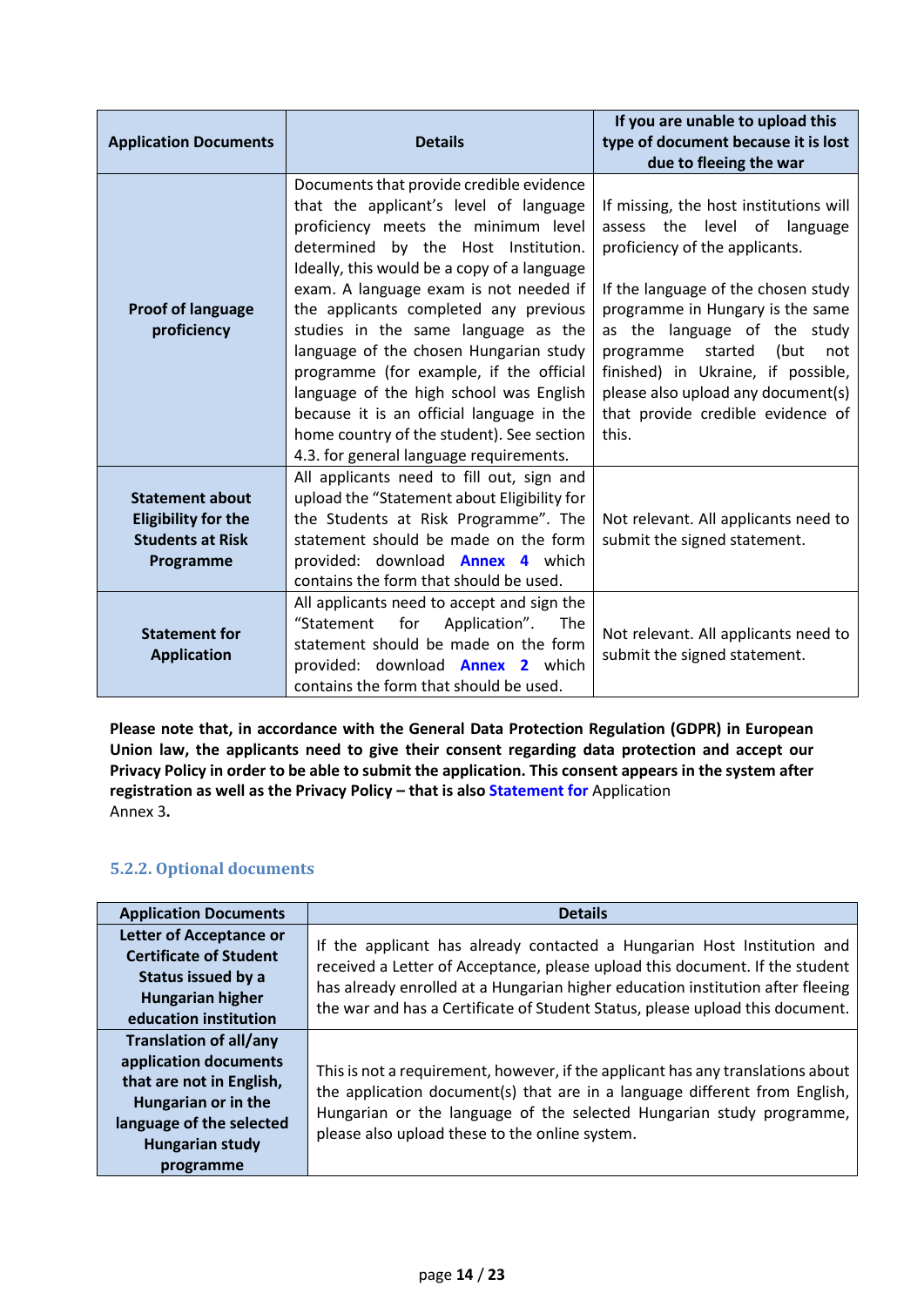| Application Documents | Details | If you are unable to upload this type of document because it is lost due to fleeing the war |
|---|---|---|
| **Proof of language proficiency** | Documents that provide credible evidence that the applicant's level of language proficiency meets the minimum level determined by the Host Institution. Ideally, this would be a copy of a language exam. A language exam is not needed if the applicants completed any previous studies in the same language as the language of the chosen Hungarian study programme (for example, if the official language of the high school was English because it is an official language in the home country of the student). See section 4.3. for general language requirements. | If missing, the host institutions will assess the level of language proficiency of the applicants. <br><br> If the language of the chosen study programme in Hungary is the same as the language of the study programme started (but not finished) in Ukraine, if possible, please also upload any document(s) that provide credible evidence of this. |
| **Statement about Eligibility for the Students at Risk Programme** | All applicants need to fill out, sign and upload the "Statement about Eligibility for the Students at Risk Programme". The statement should be made on the form provided: download **Annex 4** which contains the form that should be used. | Not relevant. All applicants need to submit the signed statement. |
| **Statement for Application** | All applicants need to accept and sign the "Statement for Application". The statement should be made on the form provided: download **Annex 2** which contains the form that should be used. | Not relevant. All applicants need to submit the signed statement. |

**Please note that, in accordance with the General Data Protection Regulation (GDPR) in European Union law, the applicants need to give their consent regarding data protection and accept our Privacy Policy in order to be able to submit the application. This consent appears in the system after registration as well as the Privacy Policy – that is also Statement for** Application Annex 3**.**

### 5.2.2. Optional documents

| Application Documents | Details |
|---|---|
| **Letter of Acceptance or Certificate of Student Status issued by a Hungarian higher education institution** | If the applicant has already contacted a Hungarian Host Institution and received a Letter of Acceptance, please upload this document. If the student has already enrolled at a Hungarian higher education institution after fleeing the war and has a Certificate of Student Status, please upload this document. |
| **Translation of all/any application documents that are not in English, Hungarian or in the language of the selected Hungarian study programme** | This is not a requirement, however, if the applicant has any translations about the application document(s) that are in a language different from English, Hungarian or the language of the selected Hungarian study programme, please also upload these to the online system. |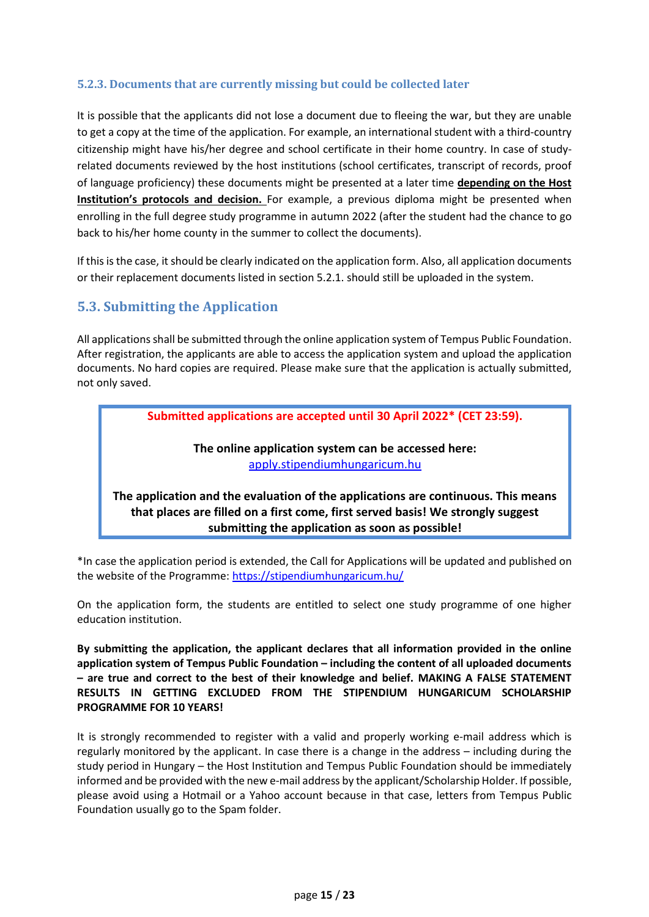### 5.2.3. Documents that are currently missing but could be collected later

It is possible that the applicants did not lose a document due to fleeing the war, but they are unable to get a copy at the time of the application. For example, an international student with a third-country citizenship might have his/her degree and school certificate in their home country. In case of study-related documents reviewed by the host institutions (school certificates, transcript of records, proof of language proficiency) these documents might be presented at a later time **depending on the Host Institution's protocols and decision.** For example, a previous diploma might be presented when enrolling in the full degree study programme in autumn 2022 (after the student had the chance to go back to his/her home county in the summer to collect the documents).

If this is the case, it should be clearly indicated on the application form. Also, all application documents or their replacement documents listed in section 5.2.1. should still be uploaded in the system.

## 5.3. Submitting the Application

All applications shall be submitted through the online application system of Tempus Public Foundation. After registration, the applicants are able to access the application system and upload the application documents. No hard copies are required. Please make sure that the application is actually submitted, not only saved.

**Submitted applications are accepted until 30 April 2022* (CET 23:59).**

**The online application system can be accessed here:**
apply.stipendiumhungaricum.hu

**The application and the evaluation of the applications are continuous. This means that places are filled on a first come, first served basis! We strongly suggest submitting the application as soon as possible!**

*In case the application period is extended, the Call for Applications will be updated and published on the website of the Programme: https://stipendiumhungaricum.hu/

On the application form, the students are entitled to select one study programme of one higher education institution.

**By submitting the application, the applicant declares that all information provided in the online application system of Tempus Public Foundation – including the content of all uploaded documents – are true and correct to the best of their knowledge and belief. MAKING A FALSE STATEMENT RESULTS IN GETTING EXCLUDED FROM THE STIPENDIUM HUNGARICUM SCHOLARSHIP PROGRAMME FOR 10 YEARS!**

It is strongly recommended to register with a valid and properly working e-mail address which is regularly monitored by the applicant. In case there is a change in the address – including during the study period in Hungary – the Host Institution and Tempus Public Foundation should be immediately informed and be provided with the new e-mail address by the applicant/Scholarship Holder. If possible, please avoid using a Hotmail or a Yahoo account because in that case, letters from Tempus Public Foundation usually go to the Spam folder.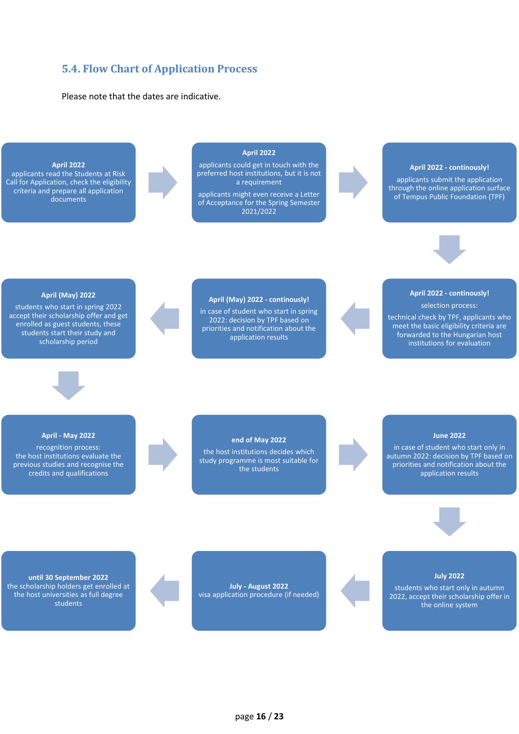## 5.4. Flow Chart of Application Process

Please note that the dates are indicative.

**April 2022**
applicants read the Students at Risk Call for Application, check the eligibility criteria and prepare all application documents

**April 2022**
applicants could get in touch with the preferred host institutions, but it is not a requirement

applicants might even receive a Letter of Acceptance for the Spring Semester 2021/2022

**April 2022 - continously!**
applicants submit the application through the online application surface of Tempus Public Foundation (TPF)

**April 2022 - continously!**
selection process:
technical check by TPF, applicants who meet the basic eligibility criteria are forwarded to the Hungarian host institutions for evaluation

**April (May) 2022 - continously!**
in case of student who start in spring 2022: decision by TPF based on priorities and notification about the application results

**April (May) 2022**
students who start in spring 2022 accept their scholarship offer and get enrolled as guest students, these students start their study and scholarship period

**April - May 2022**
recognition process:
the host institutions evaluate the previous studies and recognise the credits and qualifications

**end of May 2022**
the host institutions decides which study programme is most suitable for the students

**June 2022**
in case of student who start only in autumn 2022: decision by TPF based on priorities and notification about the application results

**July 2022**
students who start only in autumn 2022, accept their scholarship offer in the online system

**July - August 2022**
visa application procedure (if needed)

**until 30 September 2022**
the scholarship holders get enrolled at the host universities as full degree students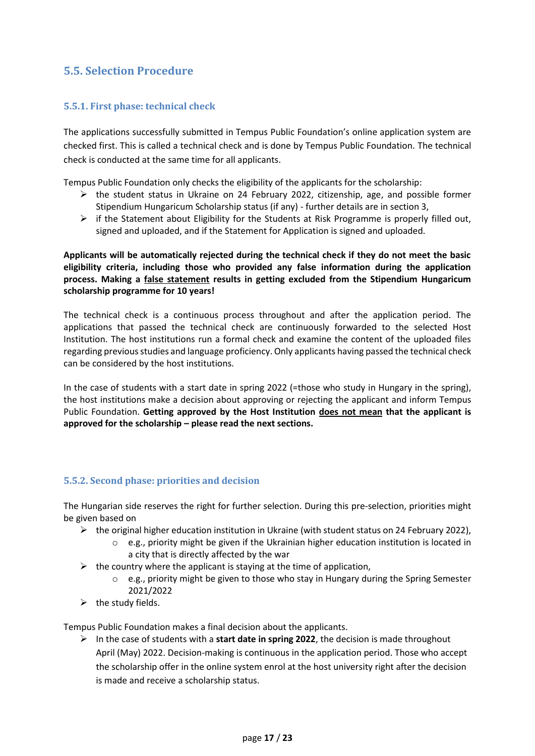## 5.5. Selection Procedure

### 5.5.1. First phase: technical check

The applications successfully submitted in Tempus Public Foundation's online application system are checked first. This is called a technical check and is done by Tempus Public Foundation. The technical check is conducted at the same time for all applicants.

Tempus Public Foundation only checks the eligibility of the applicants for the scholarship:

- the student status in Ukraine on 24 February 2022, citizenship, age, and possible former Stipendium Hungaricum Scholarship status (if any) - further details are in section 3,
- if the Statement about Eligibility for the Students at Risk Programme is properly filled out, signed and uploaded, and if the Statement for Application is signed and uploaded.

**Applicants will be automatically rejected during the technical check if they do not meet the basic eligibility criteria, including those who provided any false information during the application process. Making a <u>false statement</u> results in getting excluded from the Stipendium Hungaricum scholarship programme for 10 years!**

The technical check is a continuous process throughout and after the application period. The applications that passed the technical check are continuously forwarded to the selected Host Institution. The host institutions run a formal check and examine the content of the uploaded files regarding previous studies and language proficiency. Only applicants having passed the technical check can be considered by the host institutions.

In the case of students with a start date in spring 2022 (=those who study in Hungary in the spring), the host institutions make a decision about approving or rejecting the applicant and inform Tempus Public Foundation. **Getting approved by the Host Institution <u>does not mean</u> that the applicant is approved for the scholarship – please read the next sections.**

### 5.5.2. Second phase: priorities and decision

The Hungarian side reserves the right for further selection. During this pre-selection, priorities might be given based on

- the original higher education institution in Ukraine (with student status on 24 February 2022),
  - e.g., priority might be given if the Ukrainian higher education institution is located in a city that is directly affected by the war
- the country where the applicant is staying at the time of application,
  - e.g., priority might be given to those who stay in Hungary during the Spring Semester 2021/2022
- the study fields.

Tempus Public Foundation makes a final decision about the applicants.

- In the case of students with a **start date in spring 2022**, the decision is made throughout April (May) 2022. Decision-making is continuous in the application period. Those who accept the scholarship offer in the online system enrol at the host university right after the decision is made and receive a scholarship status.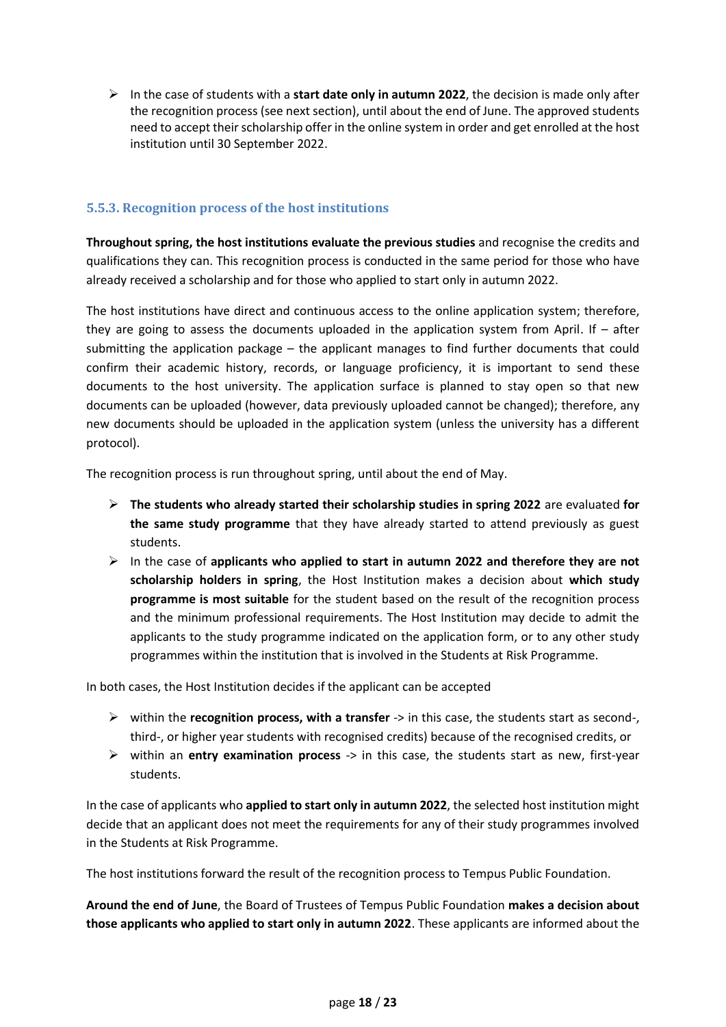- In the case of students with a **start date only in autumn 2022**, the decision is made only after the recognition process (see next section), until about the end of June. The approved students need to accept their scholarship offer in the online system in order and get enrolled at the host institution until 30 September 2022.

### 5.5.3. Recognition process of the host institutions

**Throughout spring, the host institutions evaluate the previous studies** and recognise the credits and qualifications they can. This recognition process is conducted in the same period for those who have already received a scholarship and for those who applied to start only in autumn 2022.

The host institutions have direct and continuous access to the online application system; therefore, they are going to assess the documents uploaded in the application system from April. If – after submitting the application package – the applicant manages to find further documents that could confirm their academic history, records, or language proficiency, it is important to send these documents to the host university. The application surface is planned to stay open so that new documents can be uploaded (however, data previously uploaded cannot be changed); therefore, any new documents should be uploaded in the application system (unless the university has a different protocol).

The recognition process is run throughout spring, until about the end of May.

- **The students who already started their scholarship studies in spring 2022** are evaluated **for the same study programme** that they have already started to attend previously as guest students.
- In the case of **applicants who applied to start in autumn 2022 and therefore they are not scholarship holders in spring**, the Host Institution makes a decision about **which study programme is most suitable** for the student based on the result of the recognition process and the minimum professional requirements. The Host Institution may decide to admit the applicants to the study programme indicated on the application form, or to any other study programmes within the institution that is involved in the Students at Risk Programme.

In both cases, the Host Institution decides if the applicant can be accepted

- within the **recognition process, with a transfer** -> in this case, the students start as second-, third-, or higher year students with recognised credits) because of the recognised credits, or
- within an **entry examination process** -> in this case, the students start as new, first-year students.

In the case of applicants who **applied to start only in autumn 2022**, the selected host institution might decide that an applicant does not meet the requirements for any of their study programmes involved in the Students at Risk Programme.

The host institutions forward the result of the recognition process to Tempus Public Foundation.

**Around the end of June**, the Board of Trustees of Tempus Public Foundation **makes a decision about those applicants who applied to start only in autumn 2022**. These applicants are informed about the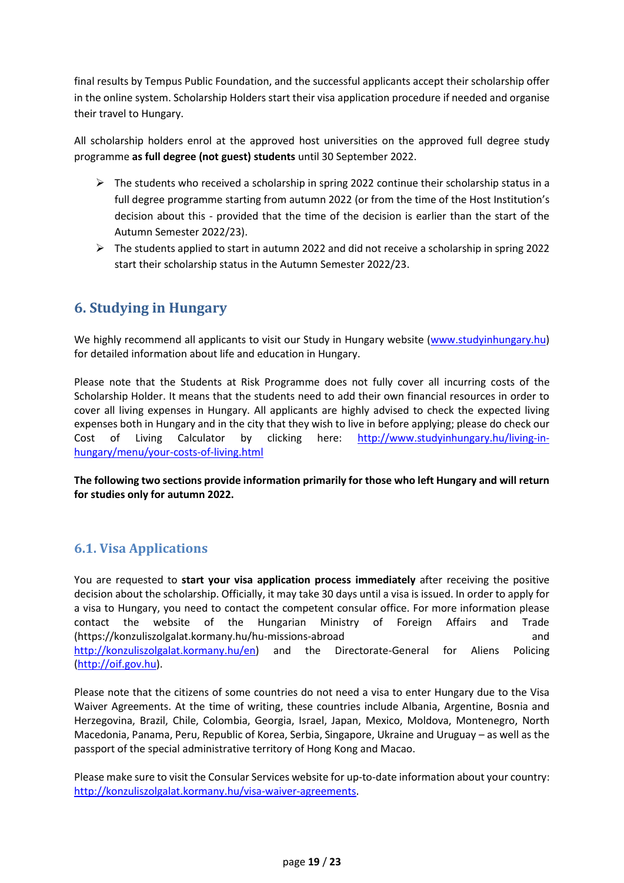final results by Tempus Public Foundation, and the successful applicants accept their scholarship offer in the online system. Scholarship Holders start their visa application procedure if needed and organise their travel to Hungary.

All scholarship holders enrol at the approved host universities on the approved full degree study programme **as full degree (not guest) students** until 30 September 2022.

- The students who received a scholarship in spring 2022 continue their scholarship status in a full degree programme starting from autumn 2022 (or from the time of the Host Institution's decision about this - provided that the time of the decision is earlier than the start of the Autumn Semester 2022/23).
- The students applied to start in autumn 2022 and did not receive a scholarship in spring 2022 start their scholarship status in the Autumn Semester 2022/23.

## 6. Studying in Hungary

We highly recommend all applicants to visit our Study in Hungary website (www.studyinhungary.hu) for detailed information about life and education in Hungary.

Please note that the Students at Risk Programme does not fully cover all incurring costs of the Scholarship Holder. It means that the students need to add their own financial resources in order to cover all living expenses in Hungary. All applicants are highly advised to check the expected living expenses both in Hungary and in the city that they wish to live in before applying; please do check our Cost of Living Calculator by clicking here: http://www.studyinhungary.hu/living-in-hungary/menu/your-costs-of-living.html

**The following two sections provide information primarily for those who left Hungary and will return for studies only for autumn 2022.**

### 6.1. Visa Applications

You are requested to **start your visa application process immediately** after receiving the positive decision about the scholarship. Officially, it may take 30 days until a visa is issued. In order to apply for a visa to Hungary, you need to contact the competent consular office. For more information please contact the website of the Hungarian Ministry of Foreign Affairs and Trade (https://konzuliszolgalat.kormany.hu/hu-missions-abroad and http://konzuliszolgalat.kormany.hu/en) and the Directorate-General for Aliens Policing (http://oif.gov.hu).

Please note that the citizens of some countries do not need a visa to enter Hungary due to the Visa Waiver Agreements. At the time of writing, these countries include Albania, Argentine, Bosnia and Herzegovina, Brazil, Chile, Colombia, Georgia, Israel, Japan, Mexico, Moldova, Montenegro, North Macedonia, Panama, Peru, Republic of Korea, Serbia, Singapore, Ukraine and Uruguay – as well as the passport of the special administrative territory of Hong Kong and Macao.

Please make sure to visit the Consular Services website for up-to-date information about your country: http://konzuliszolgalat.kormany.hu/visa-waiver-agreements.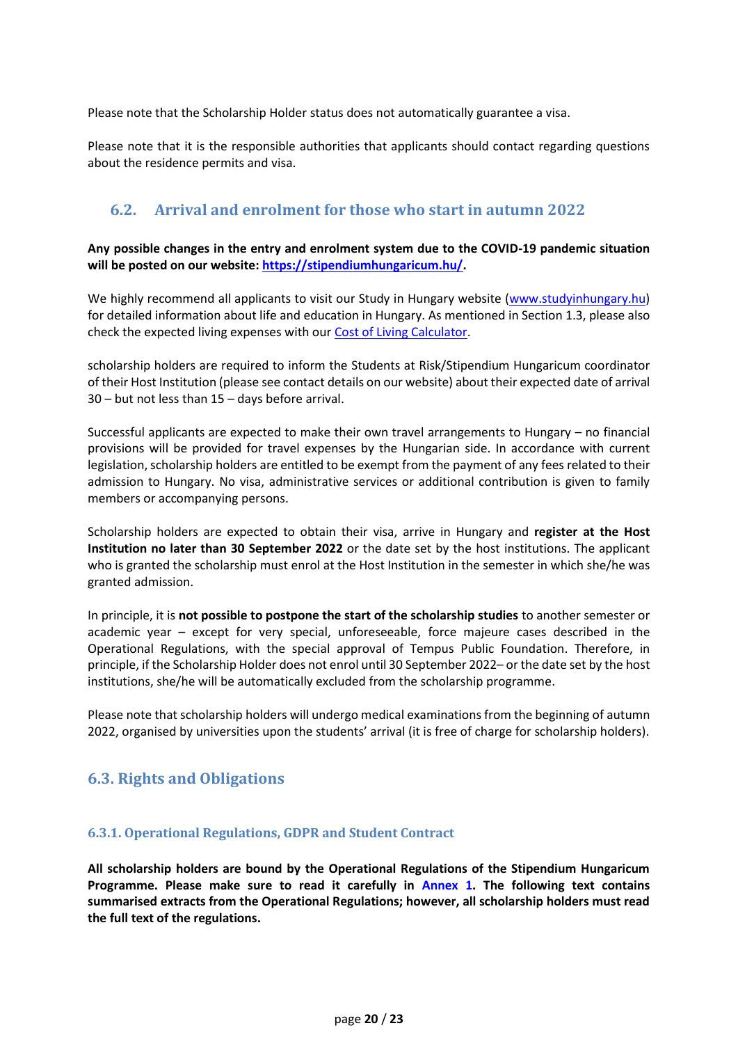Please note that the Scholarship Holder status does not automatically guarantee a visa.

Please note that it is the responsible authorities that applicants should contact regarding questions about the residence permits and visa.

## 6.2. Arrival and enrolment for those who start in autumn 2022

**Any possible changes in the entry and enrolment system due to the COVID-19 pandemic situation will be posted on our website: [https://stipendiumhungaricum.hu/](https://stipendiumhungaricum.hu/).**

We highly recommend all applicants to visit our Study in Hungary website ([www.studyinhungary.hu](www.studyinhungary.hu)) for detailed information about life and education in Hungary. As mentioned in Section 1.3, please also check the expected living expenses with our Cost of Living Calculator.

scholarship holders are required to inform the Students at Risk/Stipendium Hungaricum coordinator of their Host Institution (please see contact details on our website) about their expected date of arrival 30 – but not less than 15 – days before arrival.

Successful applicants are expected to make their own travel arrangements to Hungary – no financial provisions will be provided for travel expenses by the Hungarian side. In accordance with current legislation, scholarship holders are entitled to be exempt from the payment of any fees related to their admission to Hungary. No visa, administrative services or additional contribution is given to family members or accompanying persons.

Scholarship holders are expected to obtain their visa, arrive in Hungary and **register at the Host Institution no later than 30 September 2022** or the date set by the host institutions. The applicant who is granted the scholarship must enrol at the Host Institution in the semester in which she/he was granted admission.

In principle, it is **not possible to postpone the start of the scholarship studies** to another semester or academic year – except for very special, unforeseeable, force majeure cases described in the Operational Regulations, with the special approval of Tempus Public Foundation. Therefore, in principle, if the Scholarship Holder does not enrol until 30 September 2022– or the date set by the host institutions, she/he will be automatically excluded from the scholarship programme.

Please note that scholarship holders will undergo medical examinations from the beginning of autumn 2022, organised by universities upon the students' arrival (it is free of charge for scholarship holders).

## 6.3. Rights and Obligations

### 6.3.1. Operational Regulations, GDPR and Student Contract

**All scholarship holders are bound by the Operational Regulations of the Stipendium Hungaricum Programme. Please make sure to read it carefully in Annex 1. The following text contains summarised extracts from the Operational Regulations; however, all scholarship holders must read the full text of the regulations.**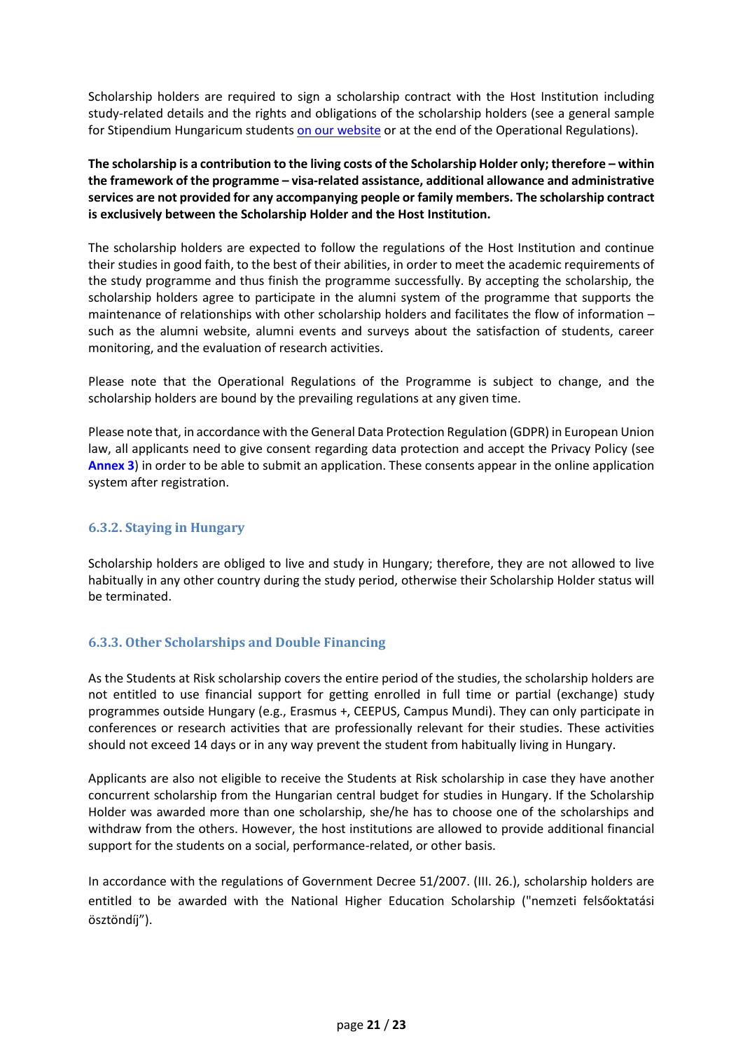Scholarship holders are required to sign a scholarship contract with the Host Institution including study-related details and the rights and obligations of the scholarship holders (see a general sample for Stipendium Hungaricum students on our website or at the end of the Operational Regulations).

**The scholarship is a contribution to the living costs of the Scholarship Holder only; therefore – within the framework of the programme – visa-related assistance, additional allowance and administrative services are not provided for any accompanying people or family members. The scholarship contract is exclusively between the Scholarship Holder and the Host Institution.**

The scholarship holders are expected to follow the regulations of the Host Institution and continue their studies in good faith, to the best of their abilities, in order to meet the academic requirements of the study programme and thus finish the programme successfully. By accepting the scholarship, the scholarship holders agree to participate in the alumni system of the programme that supports the maintenance of relationships with other scholarship holders and facilitates the flow of information – such as the alumni website, alumni events and surveys about the satisfaction of students, career monitoring, and the evaluation of research activities.

Please note that the Operational Regulations of the Programme is subject to change, and the scholarship holders are bound by the prevailing regulations at any given time.

Please note that, in accordance with the General Data Protection Regulation (GDPR) in European Union law, all applicants need to give consent regarding data protection and accept the Privacy Policy (see **Annex 3**) in order to be able to submit an application. These consents appear in the online application system after registration.

### 6.3.2. Staying in Hungary

Scholarship holders are obliged to live and study in Hungary; therefore, they are not allowed to live habitually in any other country during the study period, otherwise their Scholarship Holder status will be terminated.

### 6.3.3. Other Scholarships and Double Financing

As the Students at Risk scholarship covers the entire period of the studies, the scholarship holders are not entitled to use financial support for getting enrolled in full time or partial (exchange) study programmes outside Hungary (e.g., Erasmus +, CEEPUS, Campus Mundi). They can only participate in conferences or research activities that are professionally relevant for their studies. These activities should not exceed 14 days or in any way prevent the student from habitually living in Hungary.

Applicants are also not eligible to receive the Students at Risk scholarship in case they have another concurrent scholarship from the Hungarian central budget for studies in Hungary. If the Scholarship Holder was awarded more than one scholarship, she/he has to choose one of the scholarships and withdraw from the others. However, the host institutions are allowed to provide additional financial support for the students on a social, performance-related, or other basis.

In accordance with the regulations of Government Decree 51/2007. (III. 26.), scholarship holders are entitled to be awarded with the National Higher Education Scholarship ("nemzeti felsőoktatási ösztöndíj").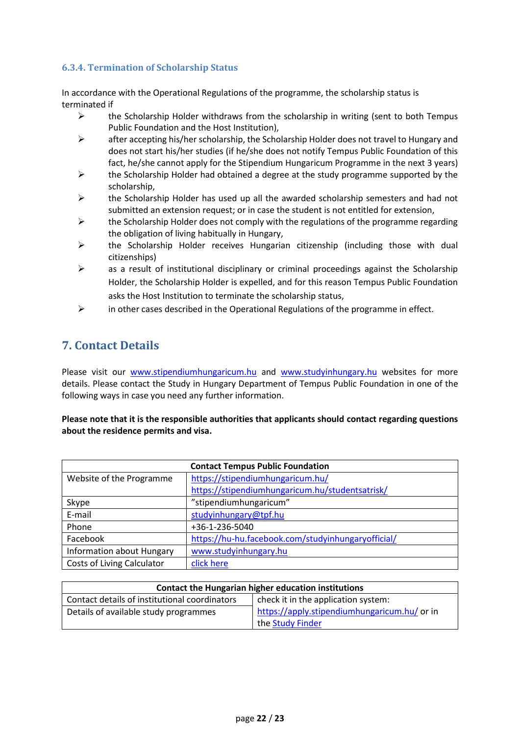### 6.3.4. Termination of Scholarship Status

In accordance with the Operational Regulations of the programme, the scholarship status is terminated if

- the Scholarship Holder withdraws from the scholarship in writing (sent to both Tempus Public Foundation and the Host Institution),
- after accepting his/her scholarship, the Scholarship Holder does not travel to Hungary and does not start his/her studies (if he/she does not notify Tempus Public Foundation of this fact, he/she cannot apply for the Stipendium Hungaricum Programme in the next 3 years)
- the Scholarship Holder had obtained a degree at the study programme supported by the scholarship,
- the Scholarship Holder has used up all the awarded scholarship semesters and had not submitted an extension request; or in case the student is not entitled for extension,
- the Scholarship Holder does not comply with the regulations of the programme regarding the obligation of living habitually in Hungary,
- the Scholarship Holder receives Hungarian citizenship (including those with dual citizenships)
- as a result of institutional disciplinary or criminal proceedings against the Scholarship Holder, the Scholarship Holder is expelled, and for this reason Tempus Public Foundation asks the Host Institution to terminate the scholarship status,
- in other cases described in the Operational Regulations of the programme in effect.

## 7. Contact Details

Please visit our www.stipendiumhungaricum.hu and www.studyinhungary.hu websites for more details. Please contact the Study in Hungary Department of Tempus Public Foundation in one of the following ways in case you need any further information.

**Please note that it is the responsible authorities that applicants should contact regarding questions about the residence permits and visa.**

| Contact Tempus Public Foundation | |
|---|---|
| Website of the Programme | https://stipendiumhungaricum.hu/<br>https://stipendiumhungaricum.hu/studentsatrisk/ |
| Skype | "stipendiumhungaricum" |
| E-mail | studyinhungary@tpf.hu |
| Phone | +36-1-236-5040 |
| Facebook | https://hu-hu.facebook.com/studyinhungaryofficial/ |
| Information about Hungary | www.studyinhungary.hu |
| Costs of Living Calculator | click here |

| Contact the Hungarian higher education institutions | |
|---|---|
| Contact details of institutional coordinators | check it in the application system: https://apply.stipendiumhungaricum.hu/ or in the Study Finder |
| Details of available study programmes | |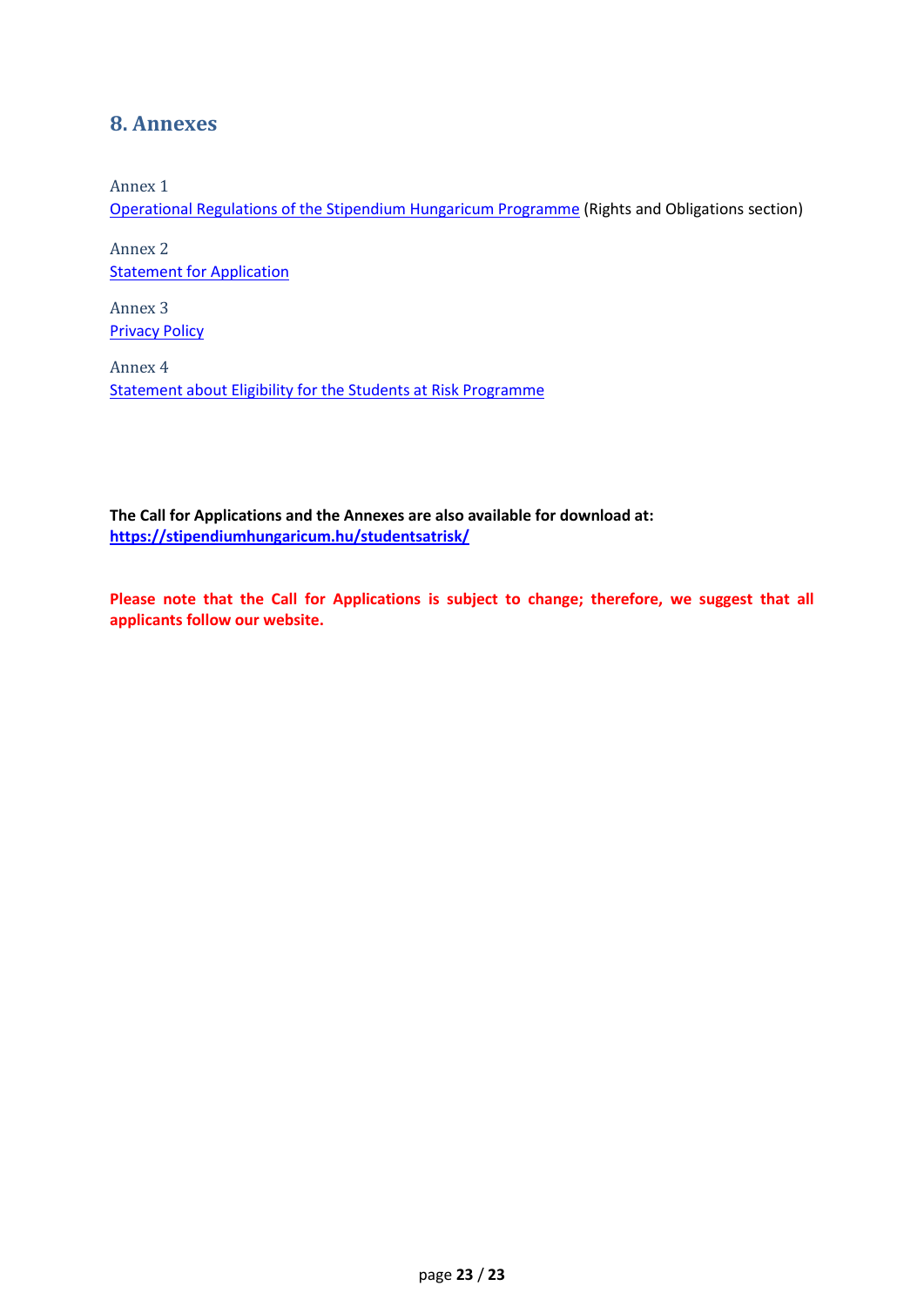## 8. Annexes

Annex 1
Operational Regulations of the Stipendium Hungaricum Programme (Rights and Obligations section)

Annex 2
Statement for Application

Annex 3
Privacy Policy

Annex 4
Statement about Eligibility for the Students at Risk Programme

**The Call for Applications and the Annexes are also available for download at:**
**https://stipendiumhungaricum.hu/studentsatrisk/**

**Please note that the Call for Applications is subject to change; therefore, we suggest that all applicants follow our website.**